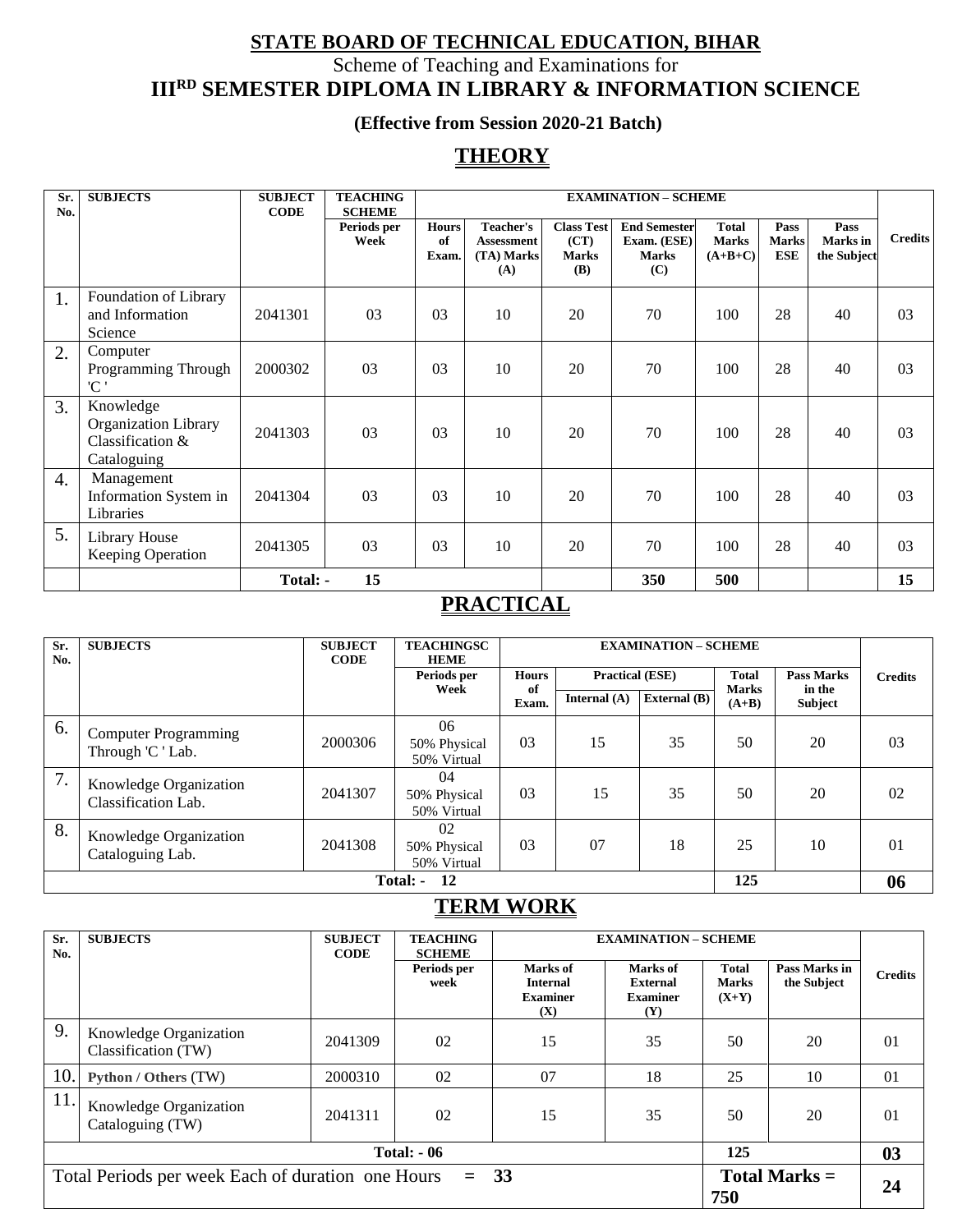# STATE BOARD OF TECHNICAL EDUCATION, BIHAR

Scheme of Teaching and Examinations for

## III[RD] SEMESTER DIPLOMA IN LIBRARY & INFORMATION SCIENCE

**(Effective from Session 2020-21 Batch)**

## THEORY

| Sr. No. | SUBJECTS | SUBJECT CODE | TEACHING SCHEME | EXAMINATION – SCHEME | | | | | | | Credits |
|---|---|---|---|---|---|---|---|---|---|---|---|
| | | | Periods per Week | Hours of Exam. | Teacher's Assessment (TA) Marks (A) | Class Test (CT) Marks (B) | End Semester Exam. (ESE) Marks (C) | Total Marks (A+B+C) | Pass Marks ESE | Pass Marks in the Subject | |
| 1. | Foundation of Library and Information Science | 2041301 | 03 | 03 | 10 | 20 | 70 | 100 | 28 | 40 | 03 |
| 2. | Computer Programming Through 'C ' | 2000302 | 03 | 03 | 10 | 20 | 70 | 100 | 28 | 40 | 03 |
| 3. | Knowledge Organization Library Classification & Cataloguing | 2041303 | 03 | 03 | 10 | 20 | 70 | 100 | 28 | 40 | 03 |
| 4. | Management Information System in Libraries | 2041304 | 03 | 03 | 10 | 20 | 70 | 100 | 28 | 40 | 03 |
| 5. | Library House Keeping Operation | 2041305 | 03 | 03 | 10 | 20 | 70 | 100 | 28 | 40 | 03 |
| | | Total: - | 15 | | | | 350 | 500 | | | 15 |

## PRACTICAL

| Sr. No. | SUBJECTS | SUBJECT CODE | TEACHINGSCHEME | EXAMINATION – SCHEME | | | | | Credits |
|---|---|---|---|---|---|---|---|---|---|
| | | | Periods per Week | Hours of Exam. | Practical (ESE) | | Total Marks (A+B) | Pass Marks in the Subject | |
| | | | | | Internal (A) | External (B) | | | |
| 6. | Computer Programming Through 'C ' Lab. | 2000306 | 06 50% Physical 50% Virtual | 03 | 15 | 35 | 50 | 20 | 03 |
| 7. | Knowledge Organization Classification Lab. | 2041307 | 04 50% Physical 50% Virtual | 03 | 15 | 35 | 50 | 20 | 02 |
| 8. | Knowledge Organization Cataloguing Lab. | 2041308 | 02 50% Physical 50% Virtual | 03 | 07 | 18 | 25 | 10 | 01 |
| | | | Total: - 12 | | | | 125 | | 06 |

## TERM WORK

| Sr. No. | SUBJECTS | SUBJECT CODE | TEACHING SCHEME | EXAMINATION – SCHEME | | | | Credits |
|---|---|---|---|---|---|---|---|---|
| | | | Periods per week | Marks of Internal Examiner (X) | Marks of External Examiner (Y) | Total Marks (X+Y) | Pass Marks in the Subject | |
| 9. | Knowledge Organization Classification (TW) | 2041309 | 02 | 15 | 35 | 50 | 20 | 01 |
| 10. | **Python / Others** (TW) | 2000310 | 02 | 07 | 18 | 25 | 10 | 01 |
| 11. | Knowledge Organization Cataloguing (TW) | 2041311 | 02 | 15 | 35 | 50 | 20 | 01 |
| | | | Total: - 06 | | | 125 | | 03 |
| Total Periods per week Each of duration one Hours = 33 | | | | | | Total Marks = 750 | | 24 |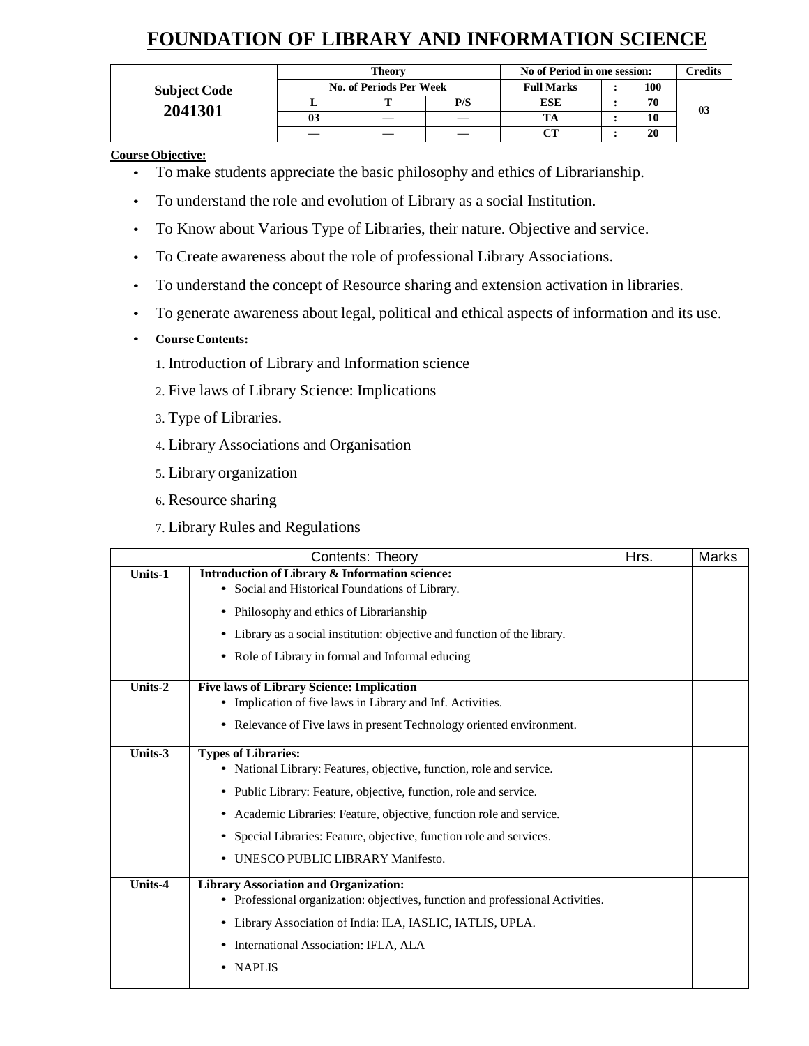# FOUNDATION OF LIBRARY AND INFORMATION SCIENCE

| Subject Code 2041301 | Theory | | | No of Period in one session: | | | Credits |
|---|---|---|---|---|---|---|---|
| | No. of Periods Per Week | | | Full Marks | : | 100 | 03 |
| | L | T | P/S | ESE | : | 70 | |
| | 03 | — | — | TA | : | 10 | |
| | — | — | — | CT | : | 20 | |

**Course Objective:**

- To make students appreciate the basic philosophy and ethics of Librarianship.
- To understand the role and evolution of Library as a social Institution.
- To Know about Various Type of Libraries, their nature. Objective and service.
- To Create awareness about the role of professional Library Associations.
- To understand the concept of Resource sharing and extension activation in libraries.
- To generate awareness about legal, political and ethical aspects of information and its use.
- **Course Contents:**
  1. Introduction of Library and Information science
  2. Five laws of Library Science: Implications
  3. Type of Libraries.
  4. Library Associations and Organisation
  5. Library organization
  6. Resource sharing
  7. Library Rules and Regulations

| Contents: Theory | | Hrs. | Marks |
|---|---|---|---|
| Units-1 | **Introduction of Library & Information science:**<br>• Social and Historical Foundations of Library.<br>• Philosophy and ethics of Librarianship<br>• Library as a social institution: objective and function of the library.<br>• Role of Library in formal and Informal educing | | |
| Units-2 | **Five laws of Library Science: Implication**<br>• Implication of five laws in Library and Inf. Activities.<br>• Relevance of Five laws in present Technology oriented environment. | | |
| Units-3 | **Types of Libraries:**<br>• National Library: Features, objective, function, role and service.<br>• Public Library: Feature, objective, function, role and service.<br>• Academic Libraries: Feature, objective, function role and service.<br>• Special Libraries: Feature, objective, function role and services.<br>• UNESCO PUBLIC LIBRARY Manifesto. | | |
| Units-4 | **Library Association and Organization:**<br>• Professional organization: objectives, function and professional Activities.<br>• Library Association of India: ILA, IASLIC, IATLIS, UPLA.<br>• International Association: IFLA, ALA<br>• NAPLIS | | |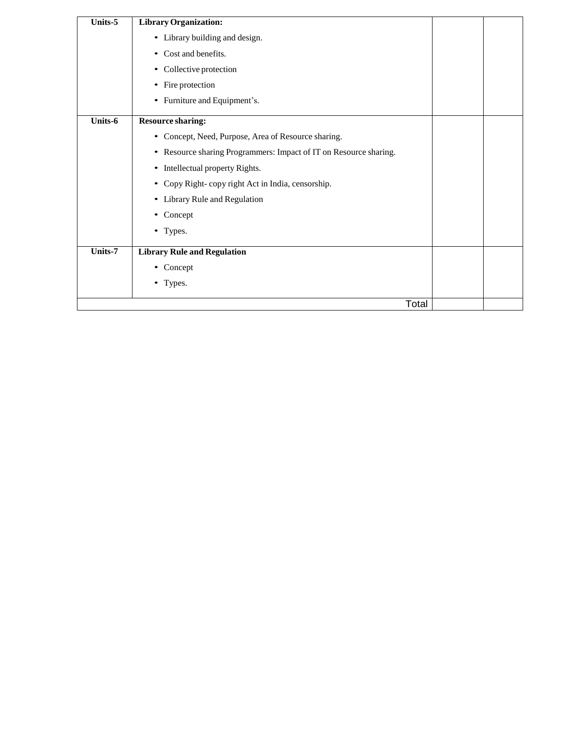| | | | |
|---|---|---|---|
| **Units-5** | **Library Organization:**<br>• Library building and design.<br>• Cost and benefits.<br>• Collective protection<br>• Fire protection<br>• Furniture and Equipment's. | | |
| **Units-6** | **Resource sharing:**<br>• Concept, Need, Purpose, Area of Resource sharing.<br>• Resource sharing Programmers: Impact of IT on Resource sharing.<br>• Intellectual property Rights.<br>• Copy Right- copy right Act in India, censorship.<br>• Library Rule and Regulation<br>• Concept<br>• Types. | | |
| **Units-7** | **Library Rule and Regulation**<br>• Concept<br>• Types. | | |
| | Total | | |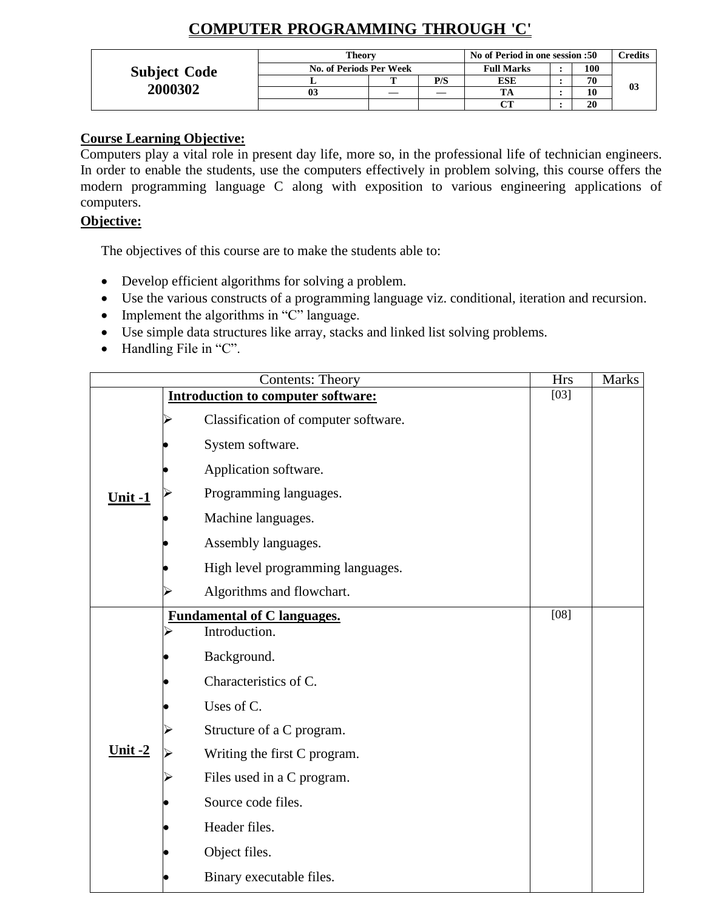# COMPUTER PROGRAMMING THROUGH 'C'

| Subject Code 2000302 | Theory | | | No of Period in one session :50 | | | Credits |
|---|---|---|---|---|---|---|---|
| | No. of Periods Per Week | | | Full Marks | : | 100 | 03 |
| | L | T | P/S | ESE | : | 70 | |
| | 03 | — | — | TA | : | 10 | |
| | | | | CT | : | 20 | |

**Course Learning Objective:**

Computers play a vital role in present day life, more so, in the professional life of technician engineers. In order to enable the students, use the computers effectively in problem solving, this course offers the modern programming language C along with exposition to various engineering applications of computers.

**Objective:**

The objectives of this course are to make the students able to:

- Develop efficient algorithms for solving a problem.
- Use the various constructs of a programming language viz. conditional, iteration and recursion.
- Implement the algorithms in "C" language.
- Use simple data structures like array, stacks and linked list solving problems.
- Handling File in "C".

| Contents: Theory | | Hrs | Marks |
|---|---|---|---|
| **Unit -1** | **Introduction to computer software:**<br>➢ Classification of computer software.<br>• System software.<br>• Application software.<br>➢ Programming languages.<br>• Machine languages.<br>• Assembly languages.<br>• High level programming languages.<br>➢ Algorithms and flowchart. | [03] | |
| **Unit -2** | **Fundamental of C languages.**<br>➢ Introduction.<br>• Background.<br>• Characteristics of C.<br>• Uses of C.<br>➢ Structure of a C program.<br>➢ Writing the first C program.<br>➢ Files used in a C program.<br>• Source code files.<br>• Header files.<br>• Object files.<br>• Binary executable files. | [08] | |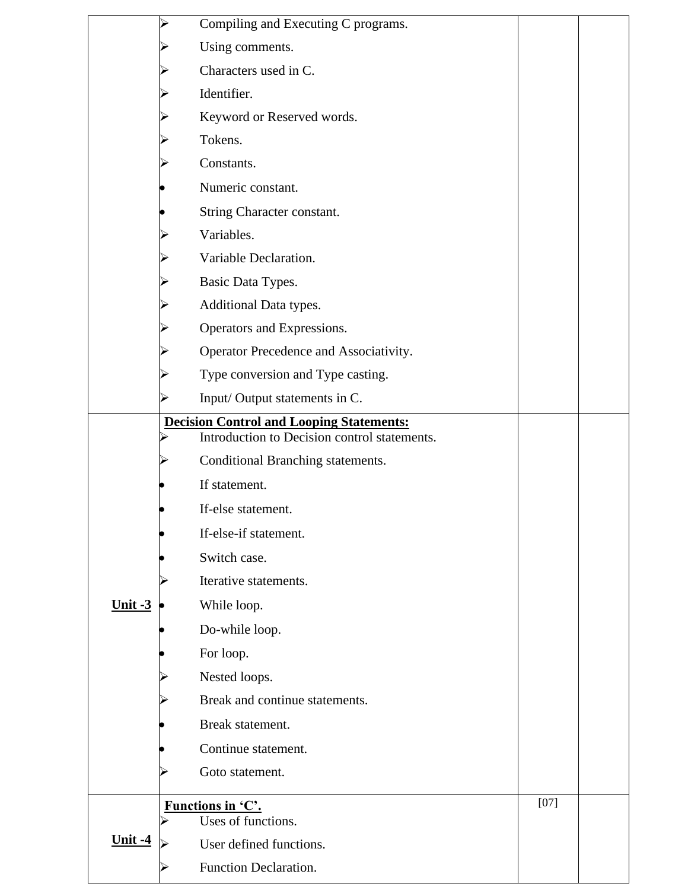| | | | |
|---|---|---|---|
| | ➢ Compiling and Executing C programs.<br>➢ Using comments.<br>➢ Characters used in C.<br>➢ Identifier.<br>➢ Keyword or Reserved words.<br>➢ Tokens.<br>➢ Constants.<br>• Numeric constant.<br>• String Character constant.<br>➢ Variables.<br>➢ Variable Declaration.<br>➢ Basic Data Types.<br>➢ Additional Data types.<br>➢ Operators and Expressions.<br>➢ Operator Precedence and Associativity.<br>➢ Type conversion and Type casting.<br>➢ Input/ Output statements in C. | | |
| **Unit -3** | **Decision Control and Looping Statements:**<br>➢ Introduction to Decision control statements.<br>➢ Conditional Branching statements.<br>• If statement.<br>• If-else statement.<br>• If-else-if statement.<br>• Switch case.<br>➢ Iterative statements.<br>• While loop.<br>• Do-while loop.<br>• For loop.<br>➢ Nested loops.<br>➢ Break and continue statements.<br>• Break statement.<br>• Continue statement.<br>➢ Goto statement. | | |
| **Unit -4** | **Functions in 'C'.**<br>➢ Uses of functions.<br>➢ User defined functions.<br>➢ Function Declaration. | [07] | |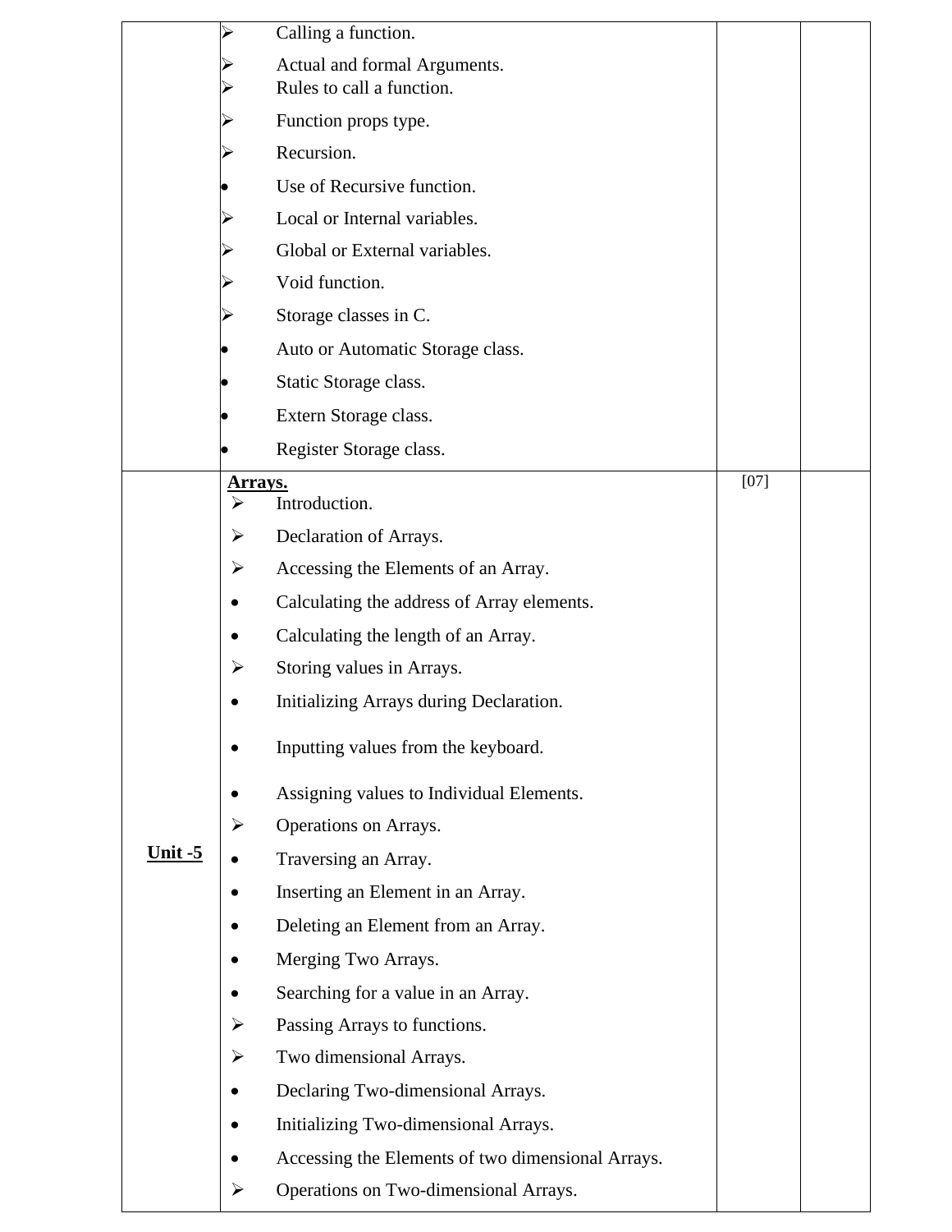| | | | |
|---|---|---|---|
| | ➢ Calling a function.<br>➢ Actual and formal Arguments.<br>➢ Rules to call a function.<br>➢ Function props type.<br>➢ Recursion.<br>• Use of Recursive function.<br>➢ Local or Internal variables.<br>➢ Global or External variables.<br>➢ Void function.<br>➢ Storage classes in C.<br>• Auto or Automatic Storage class.<br>• Static Storage class.<br>• Extern Storage class.<br>• Register Storage class. | | |
| **Unit -5** | **Arrays.**<br>➢ Introduction.<br>➢ Declaration of Arrays.<br>➢ Accessing the Elements of an Array.<br>• Calculating the address of Array elements.<br>• Calculating the length of an Array.<br>➢ Storing values in Arrays.<br>• Initializing Arrays during Declaration.<br>• Inputting values from the keyboard.<br>• Assigning values to Individual Elements.<br>➢ Operations on Arrays.<br>• Traversing an Array.<br>• Inserting an Element in an Array.<br>• Deleting an Element from an Array.<br>• Merging Two Arrays.<br>• Searching for a value in an Array.<br>➢ Passing Arrays to functions.<br>➢ Two dimensional Arrays.<br>• Declaring Two-dimensional Arrays.<br>• Initializing Two-dimensional Arrays.<br>• Accessing the Elements of two dimensional Arrays.<br>➢ Operations on Two-dimensional Arrays. | [07] | |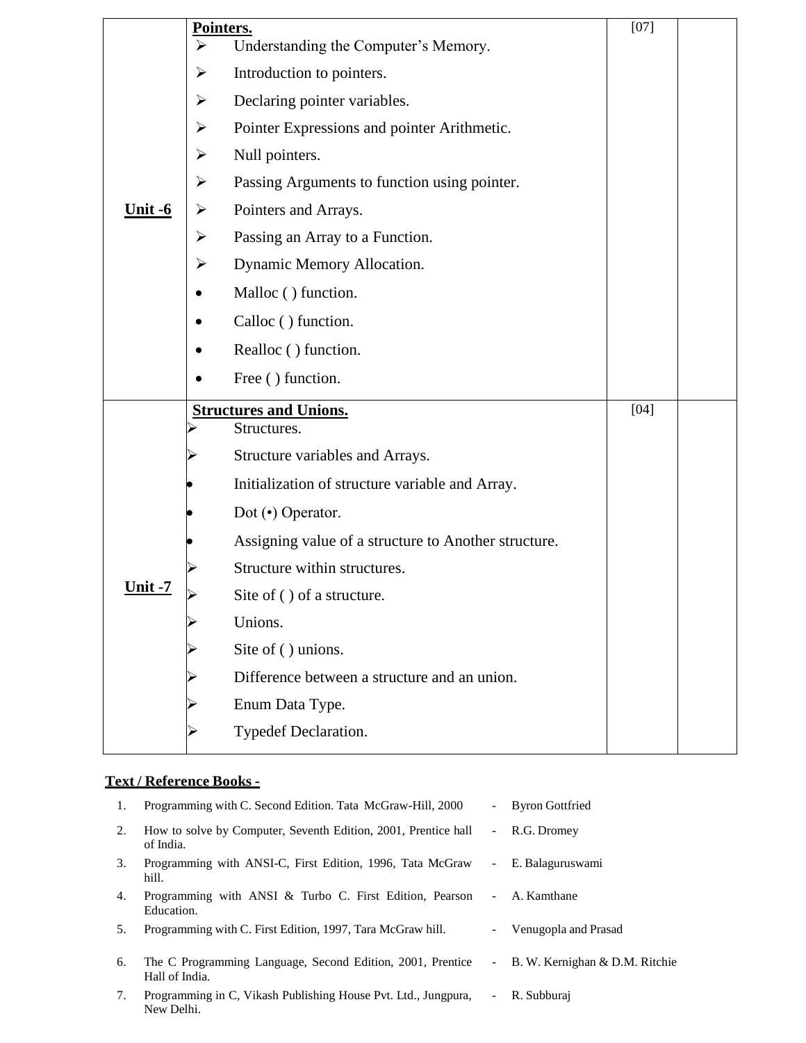| | | | |
|---|---|---|---|
| **Unit -6** | **Pointers.**<br>➢ Understanding the Computer's Memory.<br>➢ Introduction to pointers.<br>➢ Declaring pointer variables.<br>➢ Pointer Expressions and pointer Arithmetic.<br>➢ Null pointers.<br>➢ Passing Arguments to function using pointer.<br>➢ Pointers and Arrays.<br>➢ Passing an Array to a Function.<br>➢ Dynamic Memory Allocation.<br>• Malloc ( ) function.<br>• Calloc ( ) function.<br>• Realloc ( ) function.<br>• Free ( ) function. | [07] | |
| **Unit -7** | **Structures and Unions.**<br>➢ Structures.<br>➢ Structure variables and Arrays.<br>• Initialization of structure variable and Array.<br>• Dot (•) Operator.<br>• Assigning value of a structure to Another structure.<br>➢ Structure within structures.<br>➢ Site of ( ) of a structure.<br>➢ Unions.<br>➢ Site of ( ) unions.<br>➢ Difference between a structure and an union.<br>➢ Enum Data Type.<br>➢ Typedef Declaration. | [04] | |

**Text / Reference Books -**

1. Programming with C. Second Edition. Tata McGraw-Hill, 2000 - Byron Gottfried
2. How to solve by Computer, Seventh Edition, 2001, Prentice hall of India. - R.G. Dromey
3. Programming with ANSI-C, First Edition, 1996, Tata McGraw hill. - E. Balaguruswami
4. Programming with ANSI & Turbo C. First Edition, Pearson Education. - A. Kamthane
5. Programming with C. First Edition, 1997, Tara McGraw hill. - Venugopla and Prasad
6. The C Programming Language, Second Edition, 2001, Prentice Hall of India. - B. W. Kernighan & D.M. Ritchie
7. Programming in C, Vikash Publishing House Pvt. Ltd., Jungpura, New Delhi. - R. Subburaj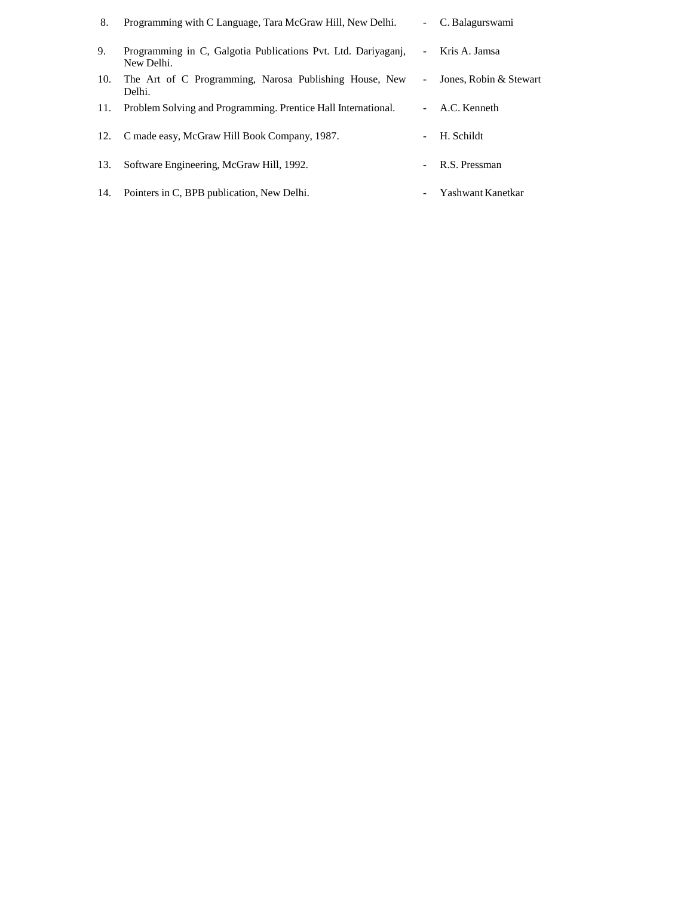8. Programming with C Language, Tara McGraw Hill, New Delhi. - C. Balagurswami
9. Programming in C, Galgotia Publications Pvt. Ltd. Dariyaganj, New Delhi. - Kris A. Jamsa
10. The Art of C Programming, Narosa Publishing House, New Delhi. - Jones, Robin & Stewart
11. Problem Solving and Programming. Prentice Hall International. - A.C. Kenneth
12. C made easy, McGraw Hill Book Company, 1987. - H. Schildt
13. Software Engineering, McGraw Hill, 1992. - R.S. Pressman
14. Pointers in C, BPB publication, New Delhi. - Yashwant Kanetkar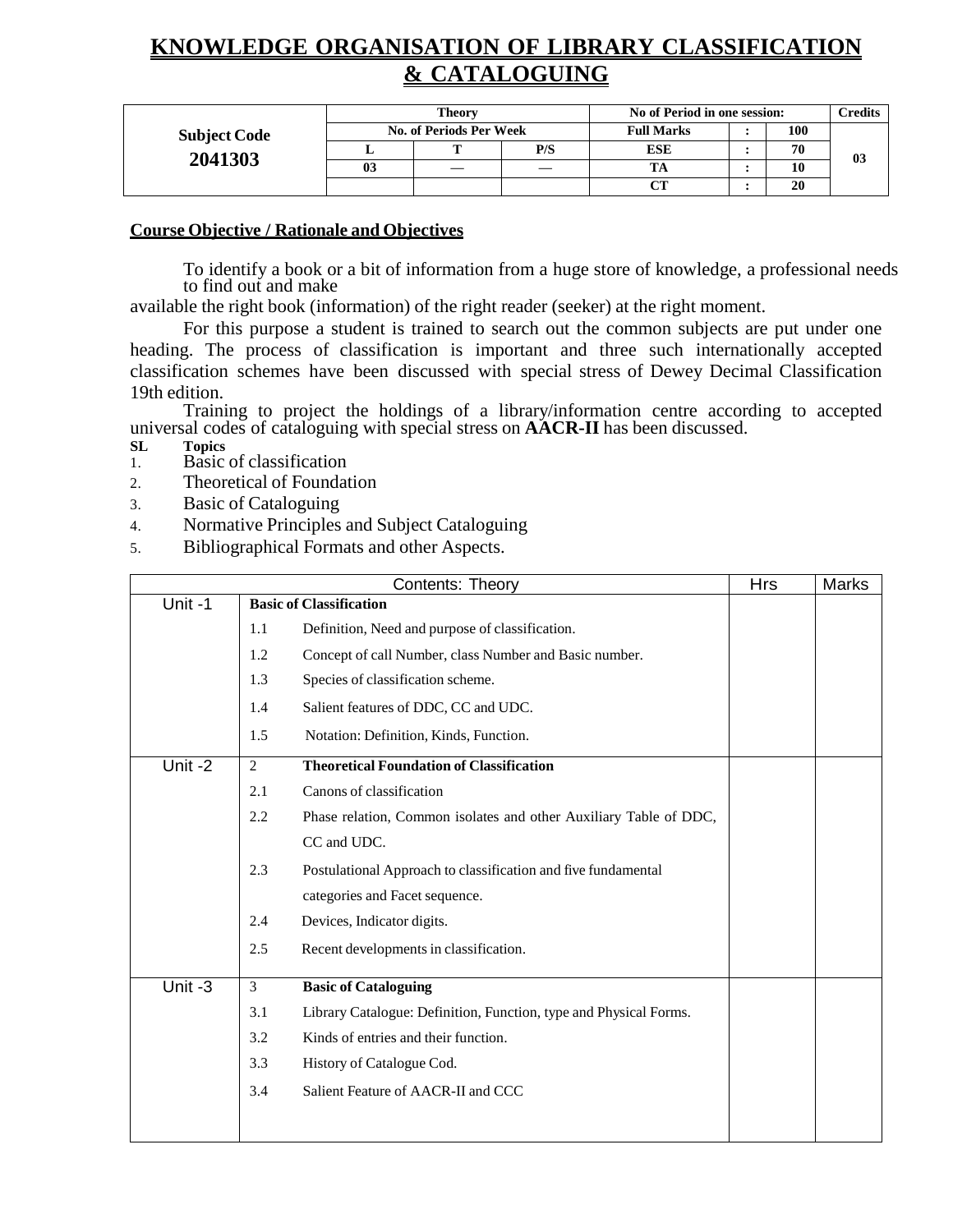# KNOWLEDGE ORGANISATION OF LIBRARY CLASSIFICATION & CATALOGUING

| Subject Code | Theory | | | No of Period in one session: | | | Credits |
|---|---|---|---|---|---|---|---|
| | No. of Periods Per Week | | | Full Marks | : | 100 | |
| **2041303** | L | T | P/S | ESE | : | 70 | 03 |
| | 03 | — | — | TA | : | 10 | |
| | | | | CT | : | 20 | |

**Course Objective / Rationale and Objectives**

To identify a book or a bit of information from a huge store of knowledge, a professional needs to find out and make available the right book (information) of the right reader (seeker) at the right moment.

For this purpose a student is trained to search out the common subjects are put under one heading. The process of classification is important and three such internationally accepted classification schemes have been discussed with special stress of Dewey Decimal Classification 19th edition.

Training to project the holdings of a library/information centre according to accepted universal codes of cataloguing with special stress on **AACR-II** has been discussed.

| SL | Topics |
|---|---|
| 1. | Basic of classification |
| 2. | Theoretical of Foundation |
| 3. | Basic of Cataloguing |
| 4. | Normative Principles and Subject Cataloguing |
| 5. | Bibliographical Formats and other Aspects. |

| Contents: Theory | | | Hrs | Marks |
|---|---|---|---|---|
| Unit -1 | | **Basic of Classification** | | |
| | 1.1 | Definition, Need and purpose of classification. | | |
| | 1.2 | Concept of call Number, class Number and Basic number. | | |
| | 1.3 | Species of classification scheme. | | |
| | 1.4 | Salient features of DDC, CC and UDC. | | |
| | 1.5 | Notation: Definition, Kinds, Function. | | |
| Unit -2 | 2 | **Theoretical Foundation of Classification** | | |
| | 2.1 | Canons of classification | | |
| | 2.2 | Phase relation, Common isolates and other Auxiliary Table of DDC, CC and UDC. | | |
| | 2.3 | Postulational Approach to classification and five fundamental categories and Facet sequence. | | |
| | 2.4 | Devices, Indicator digits. | | |
| | 2.5 | Recent developments in classification. | | |
| Unit -3 | 3 | **Basic of Cataloguing** | | |
| | 3.1 | Library Catalogue: Definition, Function, type and Physical Forms. | | |
| | 3.2 | Kinds of entries and their function. | | |
| | 3.3 | History of Catalogue Cod. | | |
| | 3.4 | Salient Feature of AACR-II and CCC | | |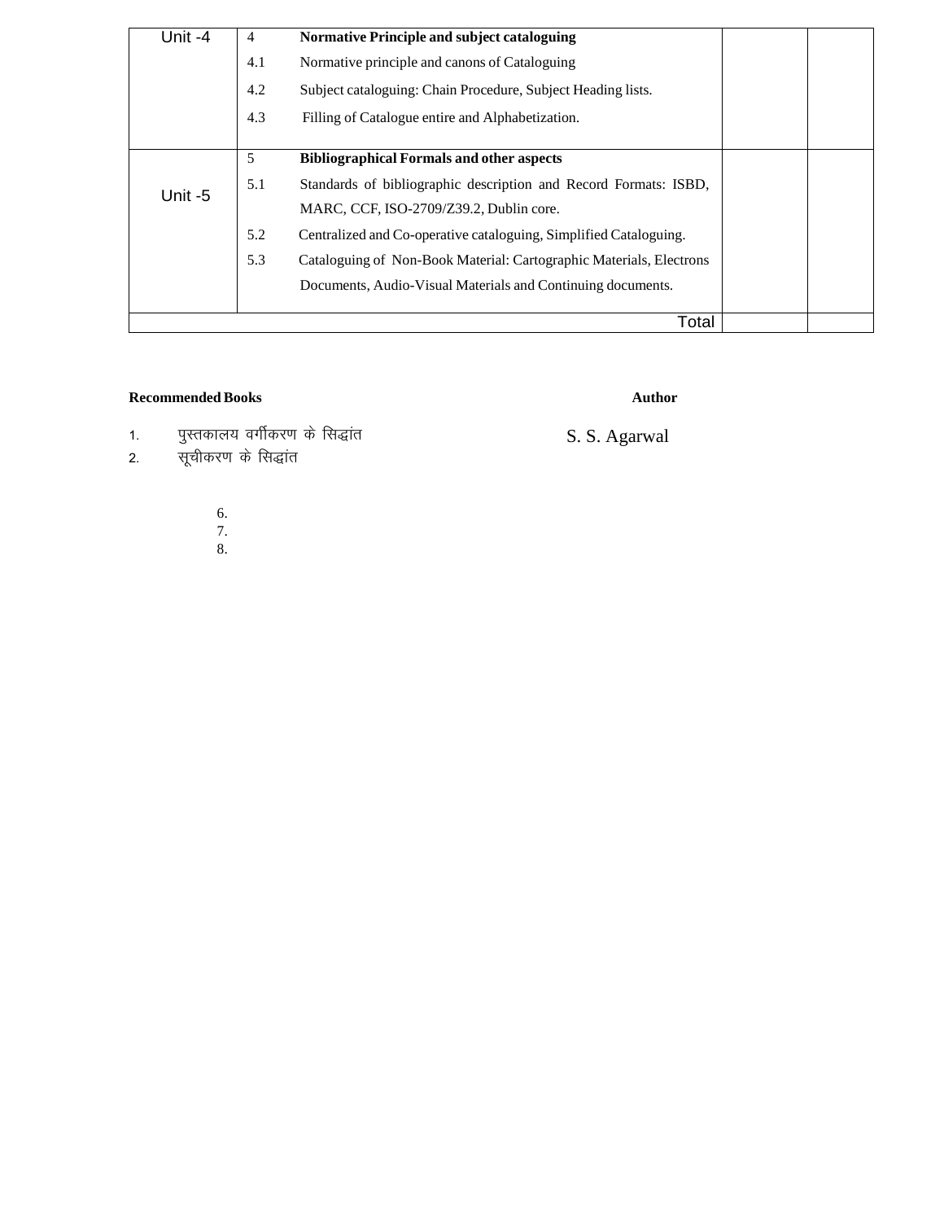| | | | | |
|---|---|---|---|---|
| Unit -4 | 4 | **Normative Principle and subject cataloguing** | | |
| | 4.1 | Normative principle and canons of Cataloguing | | |
| | 4.2 | Subject cataloguing: Chain Procedure, Subject Heading lists. | | |
| | 4.3 | Filling of Catalogue entire and Alphabetization. | | |
| Unit -5 | 5 | **Bibliographical Formals and other aspects** | | |
| | 5.1 | Standards of bibliographic description and Record Formats: ISBD, MARC, CCF, ISO-2709/Z39.2, Dublin core. | | |
| | 5.2 | Centralized and Co-operative cataloguing, Simplified Cataloguing. | | |
| | 5.3 | Cataloguing of Non-Book Material: Cartographic Materials, Electrons Documents, Audio-Visual Materials and Continuing documents. | | |
| | | Total | | |

| Recommended Books | Author |
|---|---|
| 1. पुस्तकालय वर्गीकरण के सिद्धांत | S. S. Agarwal |
| 2. सूचीकरण के सिद्धांत | |

6.
7.
8.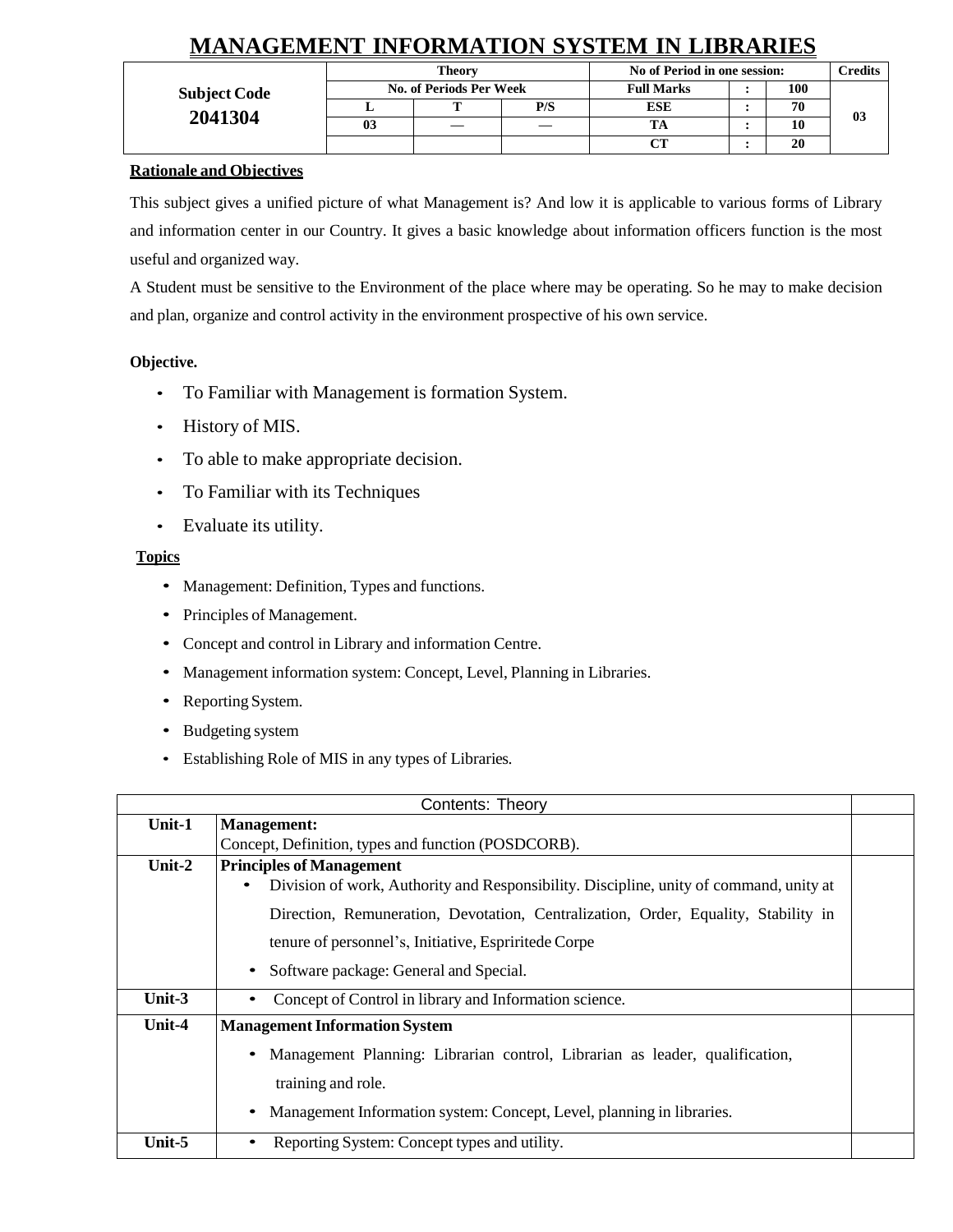# MANAGEMENT INFORMATION SYSTEM IN LIBRARIES

| Subject Code | Theory | | | No of Period in one session: | | | Credits |
|---|---|---|---|---|---|---|---|
| | No. of Periods Per Week | | | Full Marks | : | 100 | |
| **2041304** | L | T | P/S | ESE | : | 70 | 03 |
| | 03 | — | — | TA | : | 10 | |
| | | | | CT | : | 20 | |

**Rationale and Objectives**

This subject gives a unified picture of what Management is? And low it is applicable to various forms of Library and information center in our Country. It gives a basic knowledge about information officers function is the most useful and organized way.

A Student must be sensitive to the Environment of the place where may be operating. So he may to make decision and plan, organize and control activity in the environment prospective of his own service.

**Objective.**

- To Familiar with Management is formation System.
- History of MIS.
- To able to make appropriate decision.
- To Familiar with its Techniques
- Evaluate its utility.

**Topics**

- Management: Definition, Types and functions.
- Principles of Management.
- Concept and control in Library and information Centre.
- Management information system: Concept, Level, Planning in Libraries.
- Reporting System.
- Budgeting system
- Establishing Role of MIS in any types of Libraries.

| Contents: Theory | | |
|---|---|---|
| Unit-1 | **Management:**<br>Concept, Definition, types and function (POSDCORB). | |
| Unit-2 | **Principles of Management**<br>• Division of work, Authority and Responsibility. Discipline, unity of command, unity at Direction, Remuneration, Devotation, Centralization, Order, Equality, Stability in tenure of personnel's, Initiative, Espriritede Corpe<br>• Software package: General and Special. | |
| Unit-3 | • Concept of Control in library and Information science. | |
| Unit-4 | **Management Information System**<br>• Management Planning: Librarian control, Librarian as leader, qualification, training and role.<br>• Management Information system: Concept, Level, planning in libraries. | |
| Unit-5 | • Reporting System: Concept types and utility. | |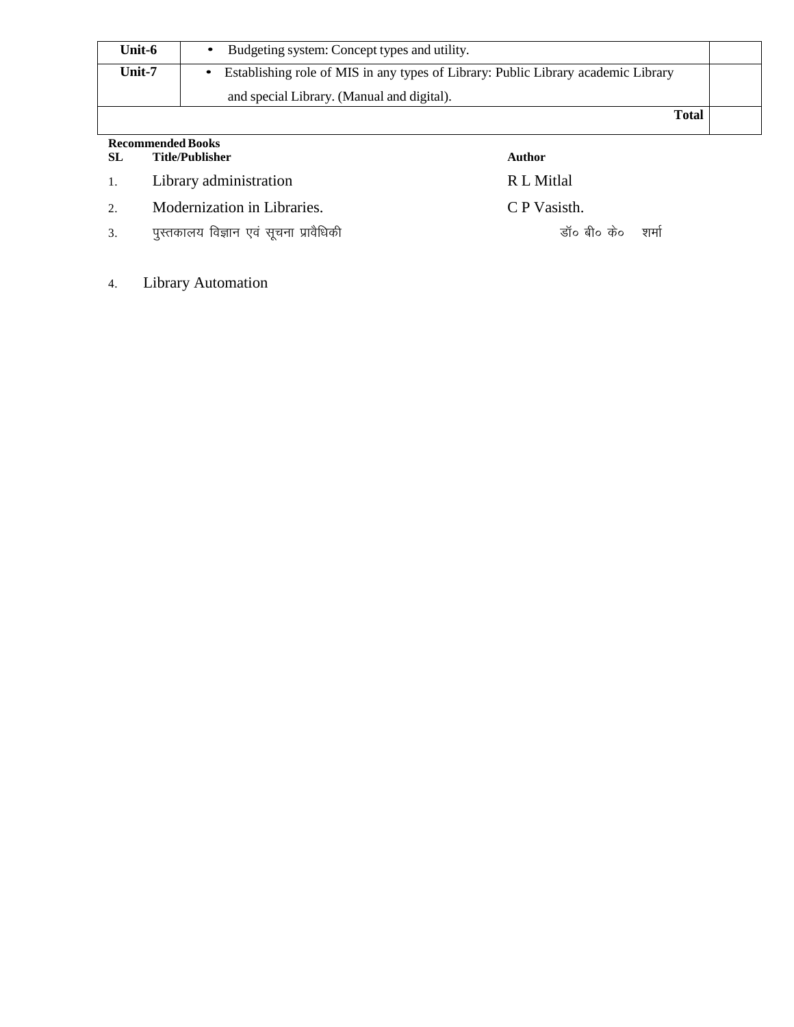| Unit-6 | • Budgeting system: Concept types and utility. | |
|---|---|---|
| Unit-7 | • Establishing role of MIS in any types of Library: Public Library academic Library and special Library. (Manual and digital). | |
| | **Total** | |

**Recommended Books**

| SL | Title/Publisher | Author |
|---|---|---|
| 1. | Library administration | R L Mitlal |
| 2. | Modernization in Libraries. | C P Vasisth. |
| 3. | पुस्तकालय विज्ञान एवं सूचना प्रावैधिकी | डॉ० बी० के० शर्मा |
| 4. | Library Automation | |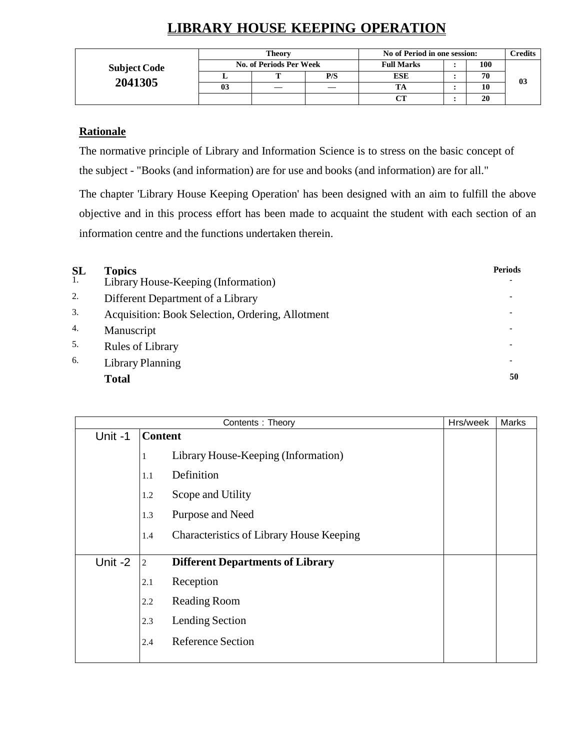# LIBRARY HOUSE KEEPING OPERATION

| Subject Code 2041305 | Theory | | | No of Period in one session: | | | Credits |
|---|---|---|---|---|---|---|---|
| | No. of Periods Per Week | | | Full Marks | : | 100 | 03 |
| | L | T | P/S | ESE | : | 70 | |
| | 03 | — | — | TA | : | 10 | |
| | | | | CT | : | 20 | |

## Rationale

The normative principle of Library and Information Science is to stress on the basic concept of the subject - "Books (and information) are for use and books (and information) are for all."

The chapter 'Library House Keeping Operation' has been designed with an aim to fulfill the above objective and in this process effort has been made to acquaint the student with each section of an information centre and the functions undertaken therein.

| SL | Topics | Periods |
|---|---|---|
| 1. | Library House-Keeping (Information) | - |
| 2. | Different Department of a Library | - |
| 3. | Acquisition: Book Selection, Ordering, Allotment | - |
| 4. | Manuscript | - |
| 5. | Rules of Library | - |
| 6. | Library Planning | - |
| | **Total** | **50** |

| Contents : Theory | | | Hrs/week | Marks |
|---|---|---|---|---|
| Unit -1 | **Content** | | | |
| | 1 | Library House-Keeping (Information) | | |
| | 1.1 | Definition | | |
| | 1.2 | Scope and Utility | | |
| | 1.3 | Purpose and Need | | |
| | 1.4 | Characteristics of Library House Keeping | | |
| Unit -2 | 2 | **Different Departments of Library** | | |
| | 2.1 | Reception | | |
| | 2.2 | Reading Room | | |
| | 2.3 | Lending Section | | |
| | 2.4 | Reference Section | | |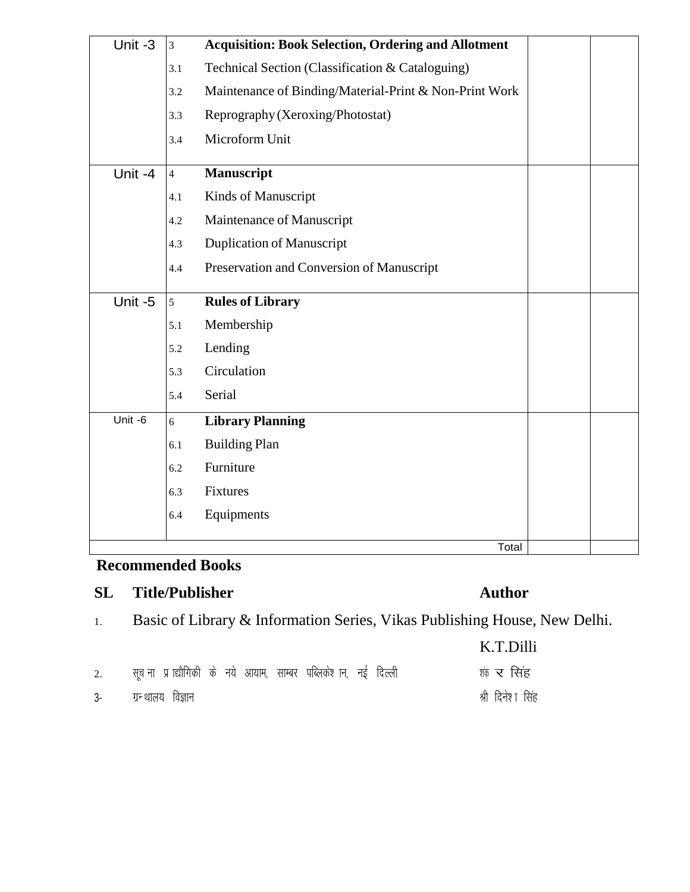| Unit -3 | 3 | **Acquisition: Book Selection, Ordering and Allotment** | | |
|---|---|---|---|---|
| | 3.1 | Technical Section (Classification & Cataloguing) | | |
| | 3.2 | Maintenance of Binding/Material-Print & Non-Print Work | | |
| | 3.3 | Reprography (Xeroxing/Photostat) | | |
| | 3.4 | Microform Unit | | |
| Unit -4 | 4 | **Manuscript** | | |
| | 4.1 | Kinds of Manuscript | | |
| | 4.2 | Maintenance of Manuscript | | |
| | 4.3 | Duplication of Manuscript | | |
| | 4.4 | Preservation and Conversion of Manuscript | | |
| Unit -5 | 5 | **Rules of Library** | | |
| | 5.1 | Membership | | |
| | 5.2 | Lending | | |
| | 5.3 | Circulation | | |
| | 5.4 | Serial | | |
| Unit -6 | 6 | **Library Planning** | | |
| | 6.1 | Building Plan | | |
| | 6.2 | Furniture | | |
| | 6.3 | Fixtures | | |
| | 6.4 | Equipments | | |
| | | Total | | |

**Recommended Books**

| SL | Title/Publisher | Author |
|---|---|---|
| 1. | Basic of Library & Information Series, Vikas Publishing House, New Delhi. | K.T.Dilli |
| 2. | सूचना प्रद्यौगिकी के नये आयाम, साम्बर पब्लिकेशन, नई दिल्ली | शंकर सिंह |
| 3- | ग्रन्थालय विज्ञान | श्री दिनेश सिंह |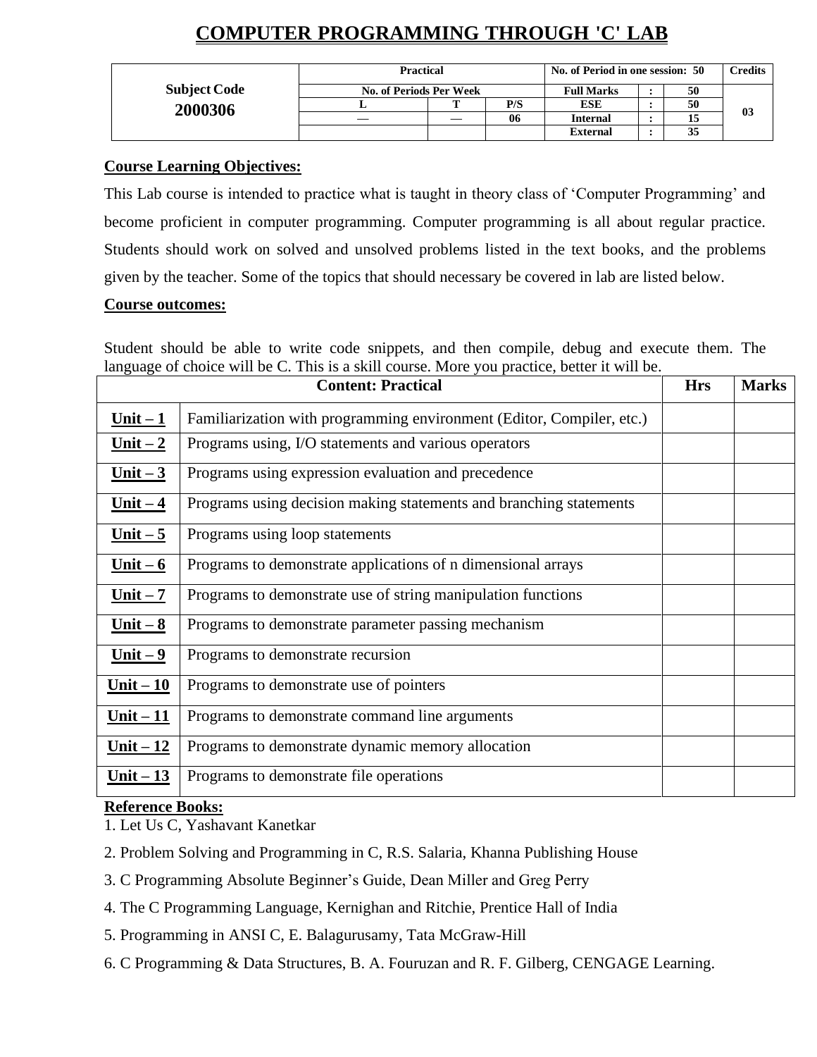# COMPUTER PROGRAMMING THROUGH 'C' LAB

| Subject Code | Practical | | | No. of Period in one session: 50 | | | Credits |
|---|---|---|---|---|---|---|---|
| **2000306** | No. of Periods Per Week | | | Full Marks | : | 50 | 03 |
| | L | T | P/S | ESE | : | 50 | |
| | — | — | 06 | Internal | : | 15 | |
| | | | | External | : | 35 | |

**Course Learning Objectives:**

This Lab course is intended to practice what is taught in theory class of 'Computer Programming' and become proficient in computer programming. Computer programming is all about regular practice. Students should work on solved and unsolved problems listed in the text books, and the problems given by the teacher. Some of the topics that should necessary be covered in lab are listed below.

**Course outcomes:**

Student should be able to write code snippets, and then compile, debug and execute them. The language of choice will be C. This is a skill course. More you practice, better it will be.

| Content: Practical | | Hrs | Marks |
|---|---|---|---|
| **Unit – 1** | Familiarization with programming environment (Editor, Compiler, etc.) | | |
| **Unit – 2** | Programs using, I/O statements and various operators | | |
| **Unit – 3** | Programs using expression evaluation and precedence | | |
| **Unit – 4** | Programs using decision making statements and branching statements | | |
| **Unit – 5** | Programs using loop statements | | |
| **Unit – 6** | Programs to demonstrate applications of n dimensional arrays | | |
| **Unit – 7** | Programs to demonstrate use of string manipulation functions | | |
| **Unit – 8** | Programs to demonstrate parameter passing mechanism | | |
| **Unit – 9** | Programs to demonstrate recursion | | |
| **Unit – 10** | Programs to demonstrate use of pointers | | |
| **Unit – 11** | Programs to demonstrate command line arguments | | |
| **Unit – 12** | Programs to demonstrate dynamic memory allocation | | |
| **Unit – 13** | Programs to demonstrate file operations | | |

**Reference Books:**

1. Let Us C, Yashavant Kanetkar
2. Problem Solving and Programming in C, R.S. Salaria, Khanna Publishing House
3. C Programming Absolute Beginner's Guide, Dean Miller and Greg Perry
4. The C Programming Language, Kernighan and Ritchie, Prentice Hall of India
5. Programming in ANSI C, E. Balagurusamy, Tata McGraw-Hill
6. C Programming & Data Structures, B. A. Fouruzan and R. F. Gilberg, CENGAGE Learning.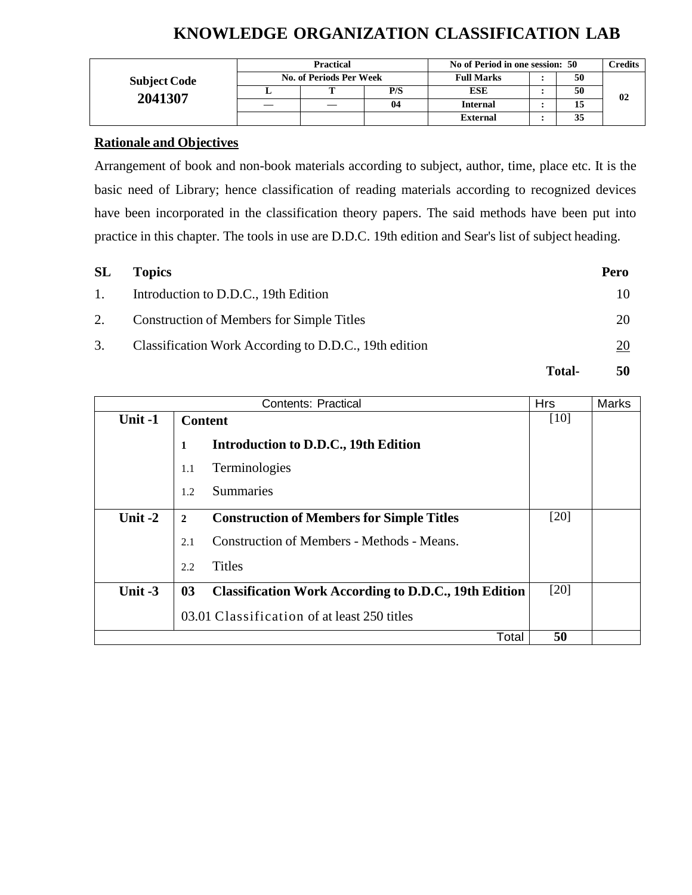# KNOWLEDGE ORGANIZATION CLASSIFICATION LAB

| Subject Code 2041307 | Practical | | | No of Period in one session: 50 | | | Credits |
|---|---|---|---|---|---|---|---|
| | No. of Periods Per Week | | | Full Marks | : | 50 | 02 |
| | L | T | P/S | ESE | : | 50 | |
| | — | — | 04 | Internal | : | 15 | |
| | | | | External | : | 35 | |

**Rationale and Objectives**

Arrangement of book and non-book materials according to subject, author, time, place etc. It is the basic need of Library; hence classification of reading materials according to recognized devices have been incorporated in the classification theory papers. The said methods have been put into practice in this chapter. The tools in use are D.D.C. 19th edition and Sear's list of subject heading.

| SL | Topics | Pero |
|---|---|---|
| 1. | Introduction to D.D.C., 19th Edition | 10 |
| 2. | Construction of Members for Simple Titles | 20 |
| 3. | Classification Work According to D.D.C., 19th edition | 20 |
| | **Total-** | **50** |

| Contents: Practical | | Hrs | Marks |
|---|---|---|---|
| **Unit -1** | **Content**<br>**1 Introduction to D.D.C., 19th Edition**<br>1.1 Terminologies<br>1.2 Summaries | [10] | |
| **Unit -2** | **2 Construction of Members for Simple Titles**<br>2.1 Construction of Members - Methods - Means.<br>2.2 Titles | [20] | |
| **Unit -3** | **03 Classification Work According to D.D.C., 19th Edition**<br>03.01 Classification of at least 250 titles | [20] | |
| | Total | **50** | |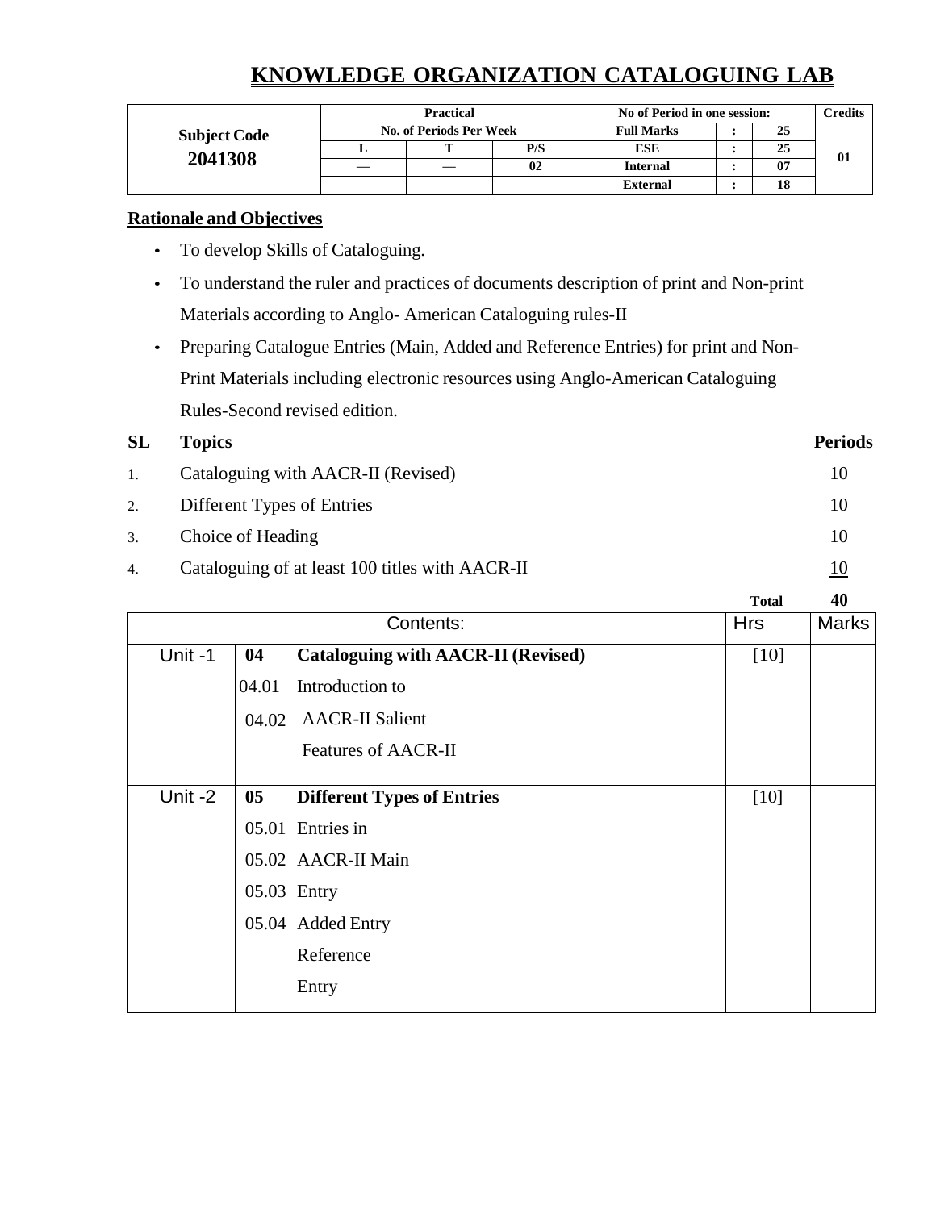# KNOWLEDGE ORGANIZATION CATALOGUING LAB

| Subject Code 2041308 | Practical | | | No of Period in one session: | | | Credits |
|---|---|---|---|---|---|---|---|
| | No. of Periods Per Week | | | Full Marks | : | 25 | 01 |
| | L | T | P/S | ESE | : | 25 | |
| | — | — | 02 | Internal | : | 07 | |
| | | | | External | : | 18 | |

**Rationale and Objectives**

- To develop Skills of Cataloguing.
- To understand the ruler and practices of documents description of print and Non-print Materials according to Anglo- American Cataloguing rules-II
- Preparing Catalogue Entries (Main, Added and Reference Entries) for print and Non-Print Materials including electronic resources using Anglo-American Cataloguing Rules-Second revised edition.

| SL | Topics | Periods |
|---|---|---|
| 1. | Cataloguing with AACR-II (Revised) | 10 |
| 2. | Different Types of Entries | 10 |
| 3. | Choice of Heading | 10 |
| 4. | Cataloguing of at least 100 titles with AACR-II | 10 |
| | **Total** | **40** |

| Contents: | | | Hrs | Marks |
|---|---|---|---|---|
| Unit -1 | **04** | **Cataloguing with AACR-II (Revised)** | [10] | |
| | 04.01 | Introduction to | | |
| | 04.02 | AACR-II Salient | | |
| | | Features of AACR-II | | |
| Unit -2 | **05** | **Different Types of Entries** | [10] | |
| | 05.01 | Entries in | | |
| | 05.02 | AACR-II Main | | |
| | 05.03 | Entry | | |
| | 05.04 | Added Entry | | |
| | | Reference | | |
| | | Entry | | |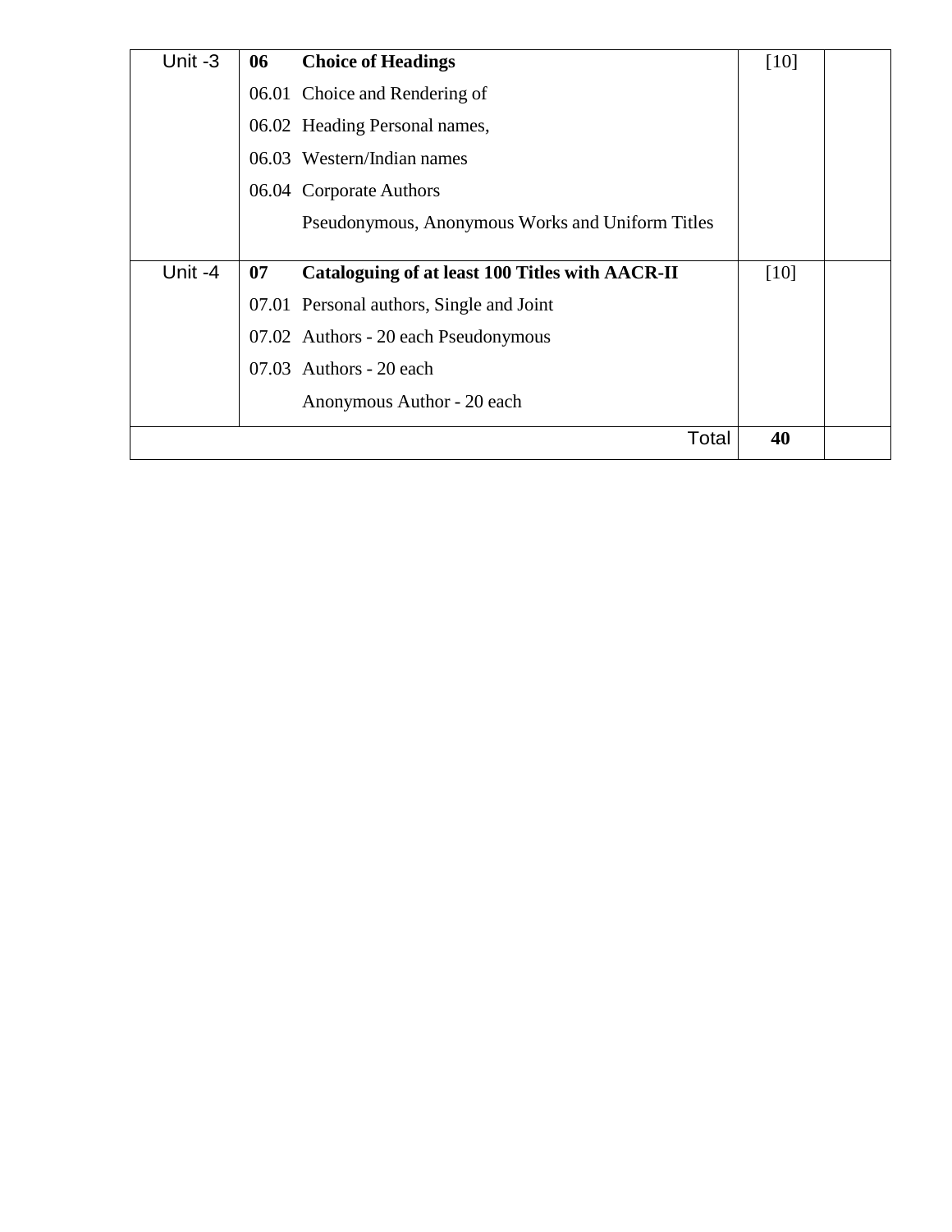| Unit | No. | Topic | Marks | |
|---|---|---|---|---|
| Unit -3 | **06** | **Choice of Headings** | [10] | |
| | 06.01 | Choice and Rendering of | | |
| | 06.02 | Heading Personal names, | | |
| | 06.03 | Western/Indian names | | |
| | 06.04 | Corporate Authors | | |
| | | Pseudonymous, Anonymous Works and Uniform Titles | | |
| Unit -4 | **07** | **Cataloguing of at least 100 Titles with AACR-II** | [10] | |
| | 07.01 | Personal authors, Single and Joint | | |
| | 07.02 | Authors - 20 each Pseudonymous | | |
| | 07.03 | Authors - 20 each | | |
| | | Anonymous Author - 20 each | | |
| | | Total | **40** | |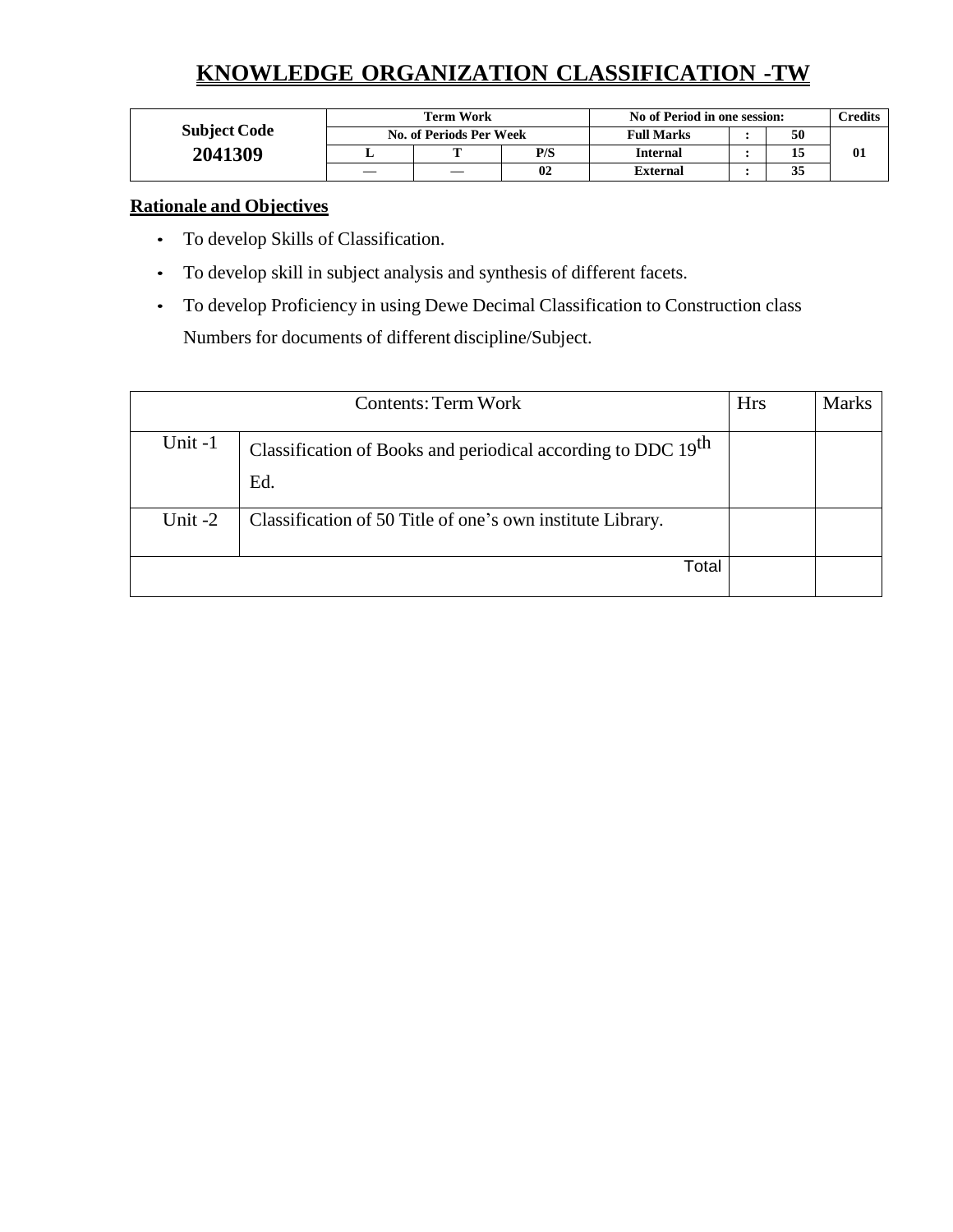# KNOWLEDGE ORGANIZATION CLASSIFICATION -TW

| Subject Code | Term Work | | | No of Period in one session: | | | Credits |
|---|---|---|---|---|---|---|---|
| | No. of Periods Per Week | | | Full Marks | : | 50 | |
| 2041309 | L | T | P/S | Internal | : | 15 | 01 |
| | — | — | 02 | External | : | 35 | |

**Rationale and Objectives**

- To develop Skills of Classification.
- To develop skill in subject analysis and synthesis of different facets.
- To develop Proficiency in using Dewe Decimal Classification to Construction class Numbers for documents of different discipline/Subject.

| Contents: Term Work | | Hrs | Marks |
|---|---|---|---|
| Unit -1 | Classification of Books and periodical according to DDC 19th Ed. | | |
| Unit -2 | Classification of 50 Title of one's own institute Library. | | |
| | Total | | |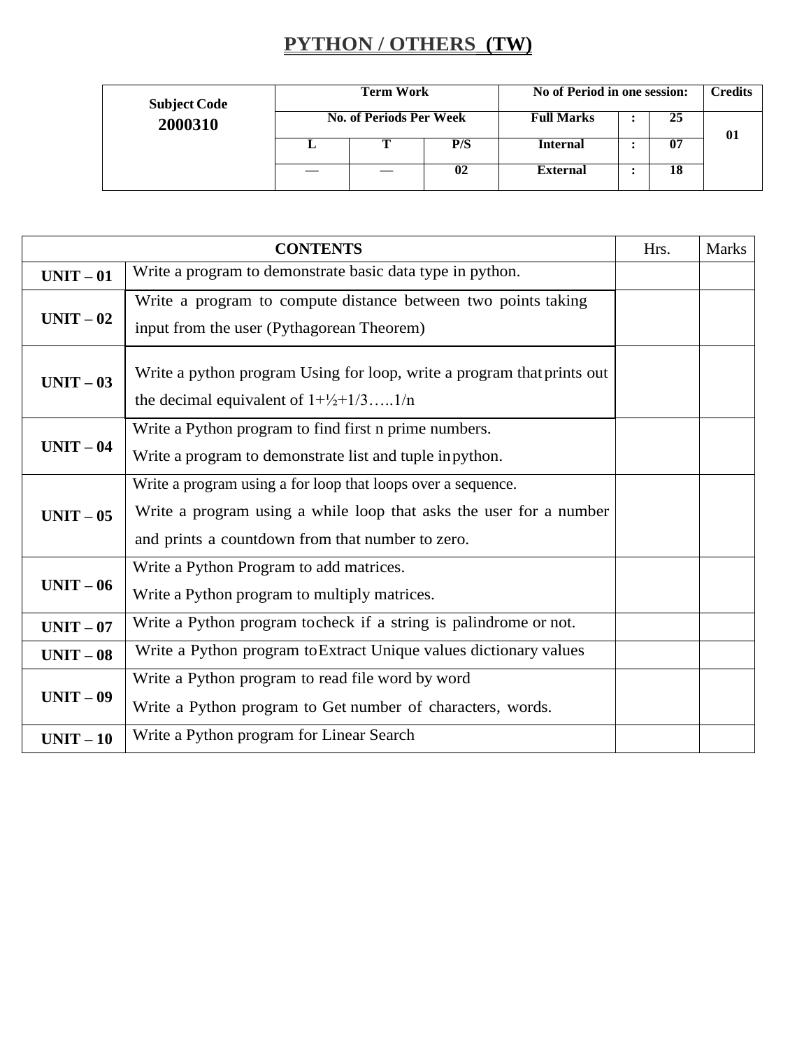# PYTHON / OTHERS (TW)

| Subject Code 2000310 | Term Work | | | No of Period in one session: | | | Credits |
|---|---|---|---|---|---|---|---|
| | No. of Periods Per Week | | | Full Marks | : | 25 | 01 |
| | L | T | P/S | Internal | : | 07 | |
| | — | — | 02 | External | : | 18 | |

| CONTENTS | | Hrs. | Marks |
|---|---|---|---|
| UNIT – 01 | Write a program to demonstrate basic data type in python. | | |
| UNIT – 02 | Write a program to compute distance between two points taking input from the user (Pythagorean Theorem) | | |
| UNIT – 03 | Write a python program Using for loop, write a program that prints out the decimal equivalent of 1+½+1/3…..1/n | | |
| UNIT – 04 | Write a Python program to find first n prime numbers.<br>Write a program to demonstrate list and tuple in python. | | |
| UNIT – 05 | Write a program using a for loop that loops over a sequence.<br>Write a program using a while loop that asks the user for a number and prints a countdown from that number to zero. | | |
| UNIT – 06 | Write a Python Program to add matrices.<br>Write a Python program to multiply matrices. | | |
| UNIT – 07 | Write a Python program to check if a string is palindrome or not. | | |
| UNIT – 08 | Write a Python program to Extract Unique values dictionary values | | |
| UNIT – 09 | Write a Python program to read file word by word<br>Write a Python program to Get number of characters, words. | | |
| UNIT – 10 | Write a Python program for Linear Search | | |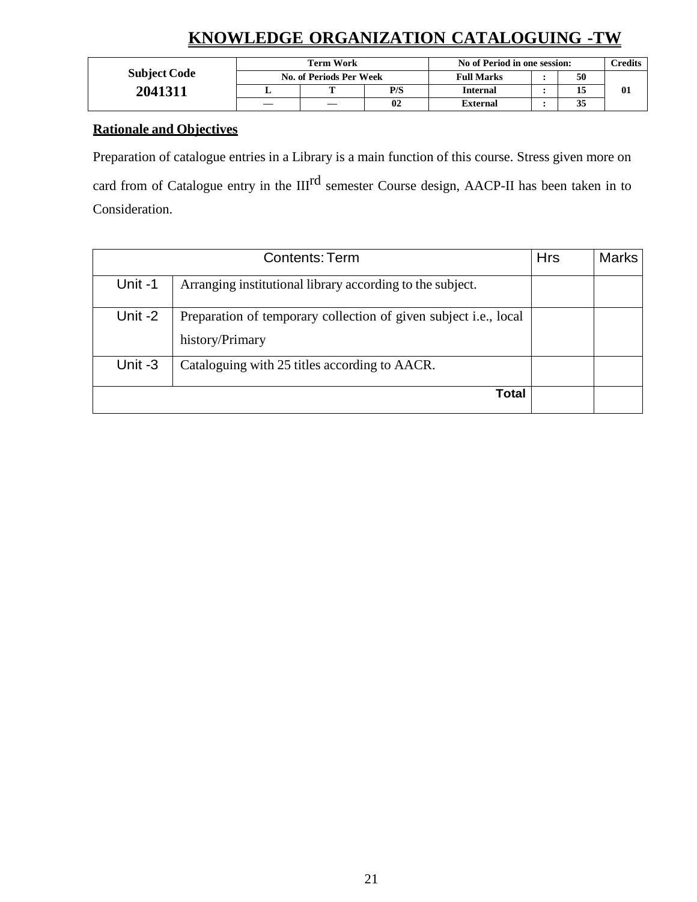# KNOWLEDGE ORGANIZATION CATALOGUING -TW

| Subject Code | Term Work | | | No of Period in one session: | | | Credits |
|---|---|---|---|---|---|---|---|
| | No. of Periods Per Week | | | Full Marks | : | 50 | |
| 2041311 | L | T | P/S | Internal | : | 15 | 01 |
| | — | — | 02 | External | : | 35 | |

**Rationale and Objectives**

Preparation of catalogue entries in a Library is a main function of this course. Stress given more on card from of Catalogue entry in the III$^{rd}$ semester Course design, AACP-II has been taken in to Consideration.

| Contents: Term | | Hrs | Marks |
|---|---|---|---|
| Unit -1 | Arranging institutional library according to the subject. | | |
| Unit -2 | Preparation of temporary collection of given subject i.e., local history/Primary | | |
| Unit -3 | Cataloguing with 25 titles according to AACR. | | |
| | **Total** | | |